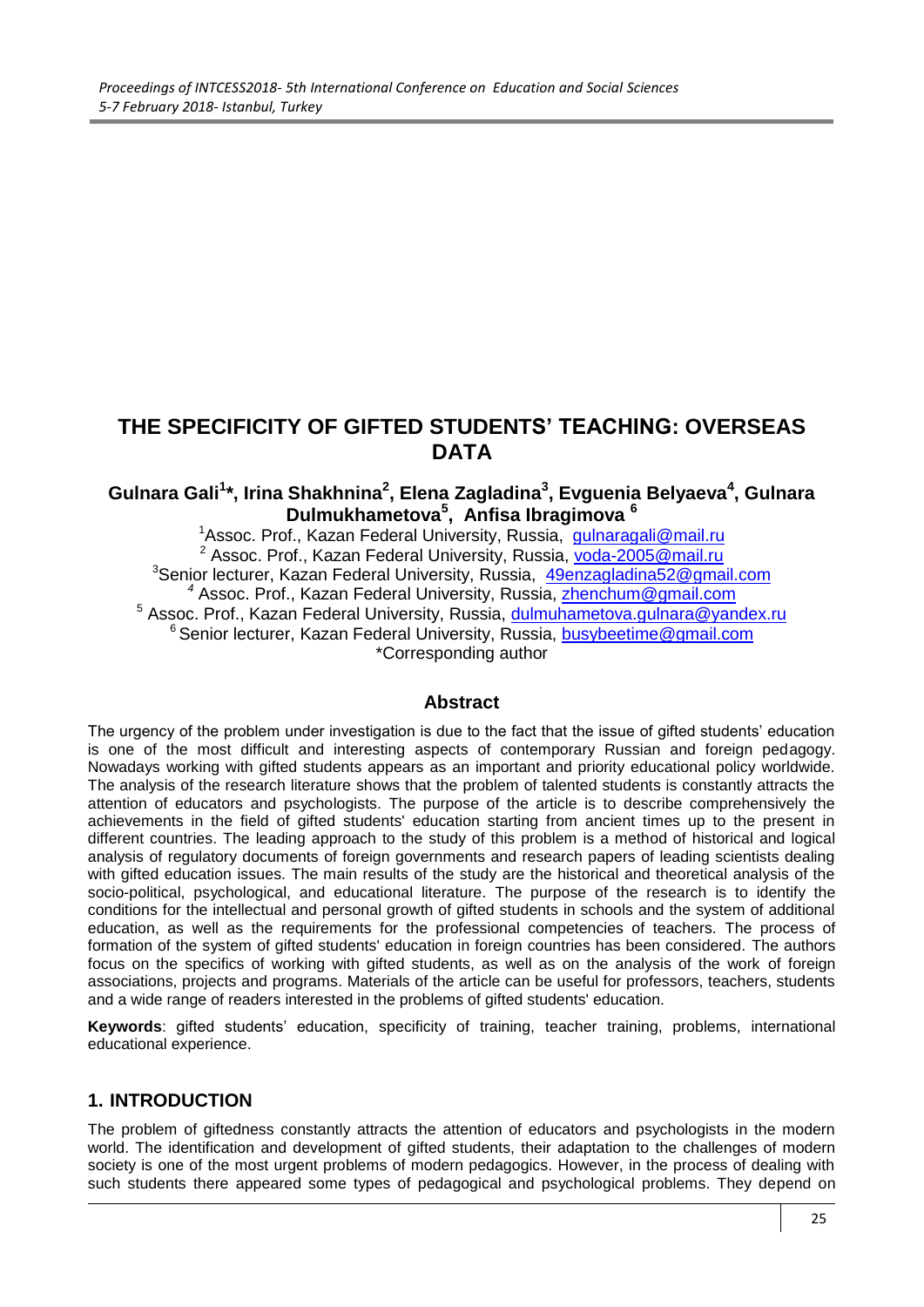# THE SPECIFICITY OF GIFTED STUDENTS' TEACHING: OVERSEAS DATA

**Gulnara Gali[1]*, Irina Shakhnina[2], Elena Zagladina[3], Evguenia Belyaeva[4], Gulnara Dulmukhametova[5], Anfisa Ibragimova [6]**

[1]Assoc. Prof., Kazan Federal University, Russia, gulnaragali@mail.ru
[2] Assoc. Prof., Kazan Federal University, Russia, voda-2005@mail.ru
[3]Senior lecturer, Kazan Federal University, Russia, 49enzagladina52@gmail.com
*[4]* Assoc. Prof., Kazan Federal University, Russia, zhenchum@gmail.com
[5] Assoc. Prof., Kazan Federal University, Russia, dulmuhametova.gulnara@yandex.ru
[6] Senior lecturer, Kazan Federal University, Russia, busybeetime@gmail.com
*Corresponding author

## Abstract

The urgency of the problem under investigation is due to the fact that the issue of gifted students' education is one of the most difficult and interesting aspects of contemporary Russian and foreign pedagogy. Nowadays working with gifted students appears as an important and priority educational policy worldwide. The analysis of the research literature shows that the problem of talented students is constantly attracts the attention of educators and psychologists. The purpose of the article is to describe comprehensively the achievements in the field of gifted students' education starting from ancient times up to the present in different countries. The leading approach to the study of this problem is a method of historical and logical analysis of regulatory documents of foreign governments and research papers of leading scientists dealing with gifted education issues. The main results of the study are the historical and theoretical analysis of the socio-political, psychological, and educational literature. The purpose of the research is to identify the conditions for the intellectual and personal growth of gifted students in schools and the system of additional education, as well as the requirements for the professional competencies of teachers. The process of formation of the system of gifted students' education in foreign countries has been considered. The authors focus on the specifics of working with gifted students, as well as on the analysis of the work of foreign associations, projects and programs. Materials of the article can be useful for professors, teachers, students and a wide range of readers interested in the problems of gifted students' education.

**Keywords**: gifted students' education, specificity of training, teacher training, problems, international educational experience.

## 1. INTRODUCTION

The problem of giftedness constantly attracts the attention of educators and psychologists in the modern world. The identification and development of gifted students, their adaptation to the challenges of modern society is one of the most urgent problems of modern pedagogics. However, in the process of dealing with such students there appeared some types of pedagogical and psychological problems. They depend on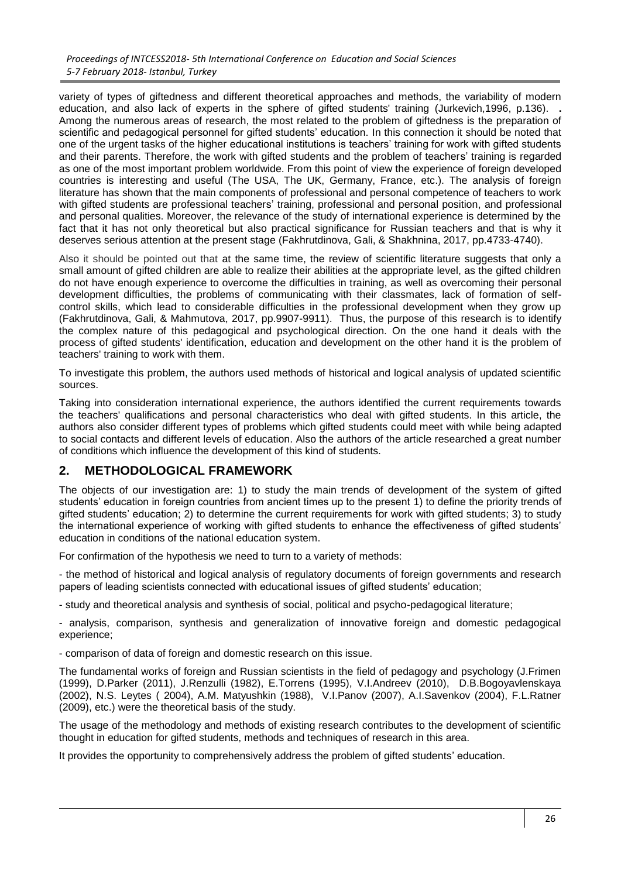variety of types of giftedness and different theoretical approaches and methods, the variability of modern education, and also lack of experts in the sphere of gifted students' training (Jurkevich,1996, p.136). . Among the numerous areas of research, the most related to the problem of giftedness is the preparation of scientific and pedagogical personnel for gifted students' education. In this connection it should be noted that one of the urgent tasks of the higher educational institutions is teachers' training for work with gifted students and their parents. Therefore, the work with gifted students and the problem of teachers' training is regarded as one of the most important problem worldwide. From this point of view the experience of foreign developed countries is interesting and useful (The USA, The UK, Germany, France, etc.). The analysis of foreign literature has shown that the main components of professional and personal competence of teachers to work with gifted students are professional teachers' training, professional and personal position, and professional and personal qualities. Moreover, the relevance of the study of international experience is determined by the fact that it has not only theoretical but also practical significance for Russian teachers and that is why it deserves serious attention at the present stage (Fakhrutdinova, Gali, & Shakhnina, 2017, pp.4733-4740).

Also it should be pointed out that at the same time, the review of scientific literature suggests that only a small amount of gifted children are able to realize their abilities at the appropriate level, as the gifted children do not have enough experience to overcome the difficulties in training, as well as overcoming their personal development difficulties, the problems of communicating with their classmates, lack of formation of self-control skills, which lead to considerable difficulties in the professional development when they grow up (Fakhrutdinova, Gali, & Mahmutova, 2017, pp.9907-9911). Thus, the purpose of this research is to identify the complex nature of this pedagogical and psychological direction. On the one hand it deals with the process of gifted students' identification, education and development on the other hand it is the problem of teachers' training to work with them.

To investigate this problem, the authors used methods of historical and logical analysis of updated scientific sources.

Taking into consideration international experience, the authors identified the current requirements towards the teachers' qualifications and personal characteristics who deal with gifted students. In this article, the authors also consider different types of problems which gifted students could meet with while being adapted to social contacts and different levels of education. Also the authors of the article researched a great number of conditions which influence the development of this kind of students.

## 2. METHODOLOGICAL FRAMEWORK

The objects of our investigation are: 1) to study the main trends of development of the system of gifted students' education in foreign countries from ancient times up to the present 1) to define the priority trends of gifted students' education; 2) to determine the current requirements for work with gifted students; 3) to study the international experience of working with gifted students to enhance the effectiveness of gifted students' education in conditions of the national education system.

For confirmation of the hypothesis we need to turn to a variety of methods:

- the method of historical and logical analysis of regulatory documents of foreign governments and research papers of leading scientists connected with educational issues of gifted students' education;

- study and theoretical analysis and synthesis of social, political and psycho-pedagogical literature;

- analysis, comparison, synthesis and generalization of innovative foreign and domestic pedagogical experience;

- comparison of data of foreign and domestic research on this issue.

The fundamental works of foreign and Russian scientists in the field of pedagogy and psychology (J.Frimen (1999), D.Parker (2011), J.Renzulli (1982), E.Torrens (1995), V.I.Andreev (2010), D.B.Bogoyavlenskaya (2002), N.S. Leytes ( 2004), A.M. Matyushkin (1988), V.I.Panov (2007), A.I.Savenkov (2004), F.L.Ratner (2009), etc.) were the theoretical basis of the study.

The usage of the methodology and methods of existing research contributes to the development of scientific thought in education for gifted students, methods and techniques of research in this area.

It provides the opportunity to comprehensively address the problem of gifted students' education.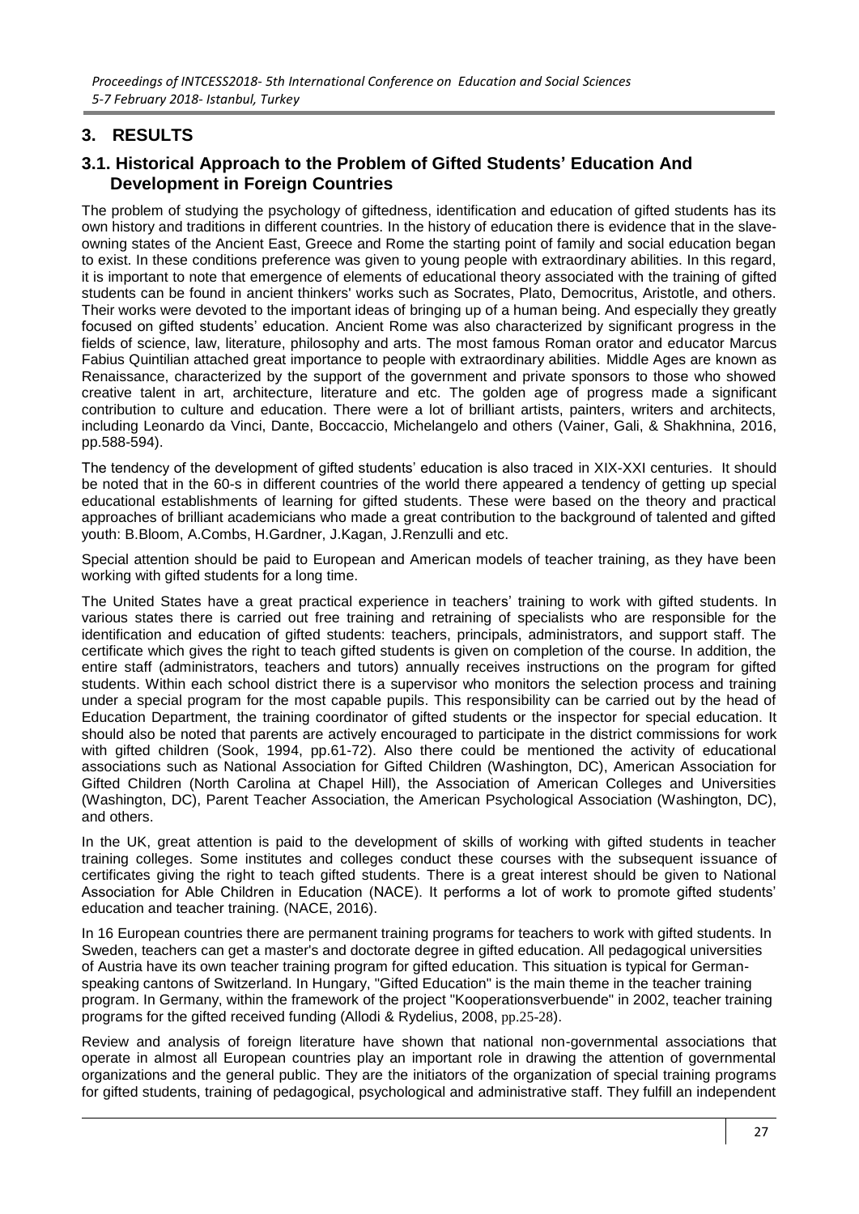# 3. RESULTS

## 3.1. Historical Approach to the Problem of Gifted Students' Education And Development in Foreign Countries

The problem of studying the psychology of giftedness, identification and education of gifted students has its own history and traditions in different countries. In the history of education there is evidence that in the slave-owning states of the Ancient East, Greece and Rome the starting point of family and social education began to exist. In these conditions preference was given to young people with extraordinary abilities. In this regard, it is important to note that emergence of elements of educational theory associated with the training of gifted students can be found in ancient thinkers' works such as Socrates, Plato, Democritus, Aristotle, and others. Their works were devoted to the important ideas of bringing up of a human being. And especially they greatly focused on gifted students' education. Ancient Rome was also characterized by significant progress in the fields of science, law, literature, philosophy and arts. The most famous Roman orator and educator Marcus Fabius Quintilian attached great importance to people with extraordinary abilities. Middle Ages are known as Renaissance, characterized by the support of the government and private sponsors to those who showed creative talent in art, architecture, literature and etc. The golden age of progress made a significant contribution to culture and education. There were a lot of brilliant artists, painters, writers and architects, including Leonardo da Vinci, Dante, Boccaccio, Michelangelo and others (Vainer, Gali, & Shakhnina, 2016, pp.588-594).

The tendency of the development of gifted students' education is also traced in XIX-XXI centuries. It should be noted that in the 60-s in different countries of the world there appeared a tendency of getting up special educational establishments of learning for gifted students. These were based on the theory and practical approaches of brilliant academicians who made a great contribution to the background of talented and gifted youth: B.Bloom, A.Combs, H.Gardner, J.Kagan, J.Renzulli and etc.

Special attention should be paid to European and American models of teacher training, as they have been working with gifted students for a long time.

The United States have a great practical experience in teachers' training to work with gifted students. In various states there is carried out free training and retraining of specialists who are responsible for the identification and education of gifted students: teachers, principals, administrators, and support staff. The certificate which gives the right to teach gifted students is given on completion of the course. In addition, the entire staff (administrators, teachers and tutors) annually receives instructions on the program for gifted students. Within each school district there is a supervisor who monitors the selection process and training under a special program for the most capable pupils. This responsibility can be carried out by the head of Education Department, the training coordinator of gifted students or the inspector for special education. It should also be noted that parents are actively encouraged to participate in the district commissions for work with gifted children (Sook, 1994, pp.61-72). Also there could be mentioned the activity of educational associations such as National Association for Gifted Children (Washington, DC), American Association for Gifted Children (North Carolina at Chapel Hill), the Association of American Colleges and Universities (Washington, DC), Parent Teacher Association, the American Psychological Association (Washington, DC), and others.

In the UK, great attention is paid to the development of skills of working with gifted students in teacher training colleges. Some institutes and colleges conduct these courses with the subsequent issuance of certificates giving the right to teach gifted students. There is a great interest should be given to National Association for Able Children in Education (NACE). It performs a lot of work to promote gifted students' education and teacher training. (NACE, 2016).

In 16 European countries there are permanent training programs for teachers to work with gifted students. In Sweden, teachers can get a master's and doctorate degree in gifted education. All pedagogical universities of Austria have its own teacher training program for gifted education. This situation is typical for German-speaking cantons of Switzerland. In Hungary, "Gifted Education" is the main theme in the teacher training program. In Germany, within the framework of the project "Kooperationsverbuende" in 2002, teacher training programs for the gifted received funding (Allodi & Rydelius, 2008, pp.25-28).

Review and analysis of foreign literature have shown that national non-governmental associations that operate in almost all European countries play an important role in drawing the attention of governmental organizations and the general public. They are the initiators of the organization of special training programs for gifted students, training of pedagogical, psychological and administrative staff. They fulfill an independent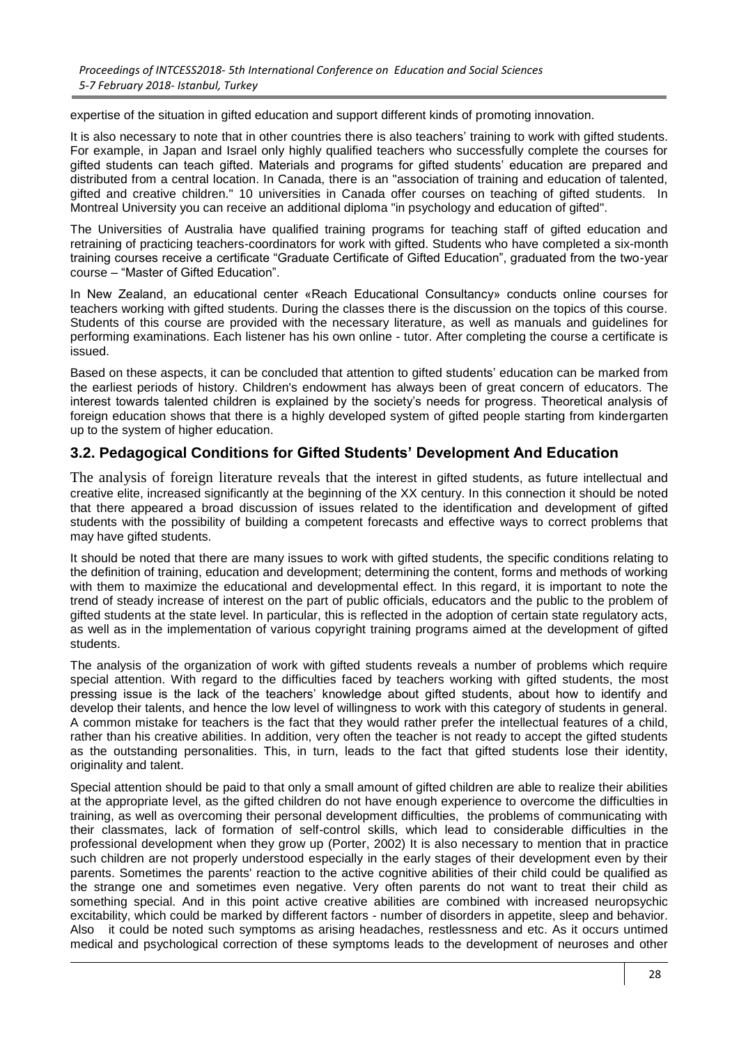expertise of the situation in gifted education and support different kinds of promoting innovation.

It is also necessary to note that in other countries there is also teachers' training to work with gifted students. For example, in Japan and Israel only highly qualified teachers who successfully complete the courses for gifted students can teach gifted. Materials and programs for gifted students' education are prepared and distributed from a central location. In Canada, there is an "association of training and education of talented, gifted and creative children." 10 universities in Canada offer courses on teaching of gifted students. In Montreal University you can receive an additional diploma "in psychology and education of gifted".

The Universities of Australia have qualified training programs for teaching staff of gifted education and retraining of practicing teachers-coordinators for work with gifted. Students who have completed a six-month training courses receive a certificate "Graduate Certificate of Gifted Education", graduated from the two-year course – "Master of Gifted Education".

In New Zealand, an educational center «Reach Educational Consultancy» conducts online courses for teachers working with gifted students. During the classes there is the discussion on the topics of this course. Students of this course are provided with the necessary literature, as well as manuals and guidelines for performing examinations. Each listener has his own online - tutor. After completing the course a certificate is issued.

Based on these aspects, it can be concluded that attention to gifted students' education can be marked from the earliest periods of history. Children's endowment has always been of great concern of educators. The interest towards talented children is explained by the society's needs for progress. Theoretical analysis of foreign education shows that there is a highly developed system of gifted people starting from kindergarten up to the system of higher education.

## 3.2. Pedagogical Conditions for Gifted Students' Development And Education

The analysis of foreign literature reveals that the interest in gifted students, as future intellectual and creative elite, increased significantly at the beginning of the XX century. In this connection it should be noted that there appeared a broad discussion of issues related to the identification and development of gifted students with the possibility of building a competent forecasts and effective ways to correct problems that may have gifted students.

It should be noted that there are many issues to work with gifted students, the specific conditions relating to the definition of training, education and development; determining the content, forms and methods of working with them to maximize the educational and developmental effect. In this regard, it is important to note the trend of steady increase of interest on the part of public officials, educators and the public to the problem of gifted students at the state level. In particular, this is reflected in the adoption of certain state regulatory acts, as well as in the implementation of various copyright training programs aimed at the development of gifted students.

The analysis of the organization of work with gifted students reveals a number of problems which require special attention. With regard to the difficulties faced by teachers working with gifted students, the most pressing issue is the lack of the teachers' knowledge about gifted students, about how to identify and develop their talents, and hence the low level of willingness to work with this category of students in general. A common mistake for teachers is the fact that they would rather prefer the intellectual features of a child, rather than his creative abilities. In addition, very often the teacher is not ready to accept the gifted students as the outstanding personalities. This, in turn, leads to the fact that gifted students lose their identity, originality and talent.

Special attention should be paid to that only a small amount of gifted children are able to realize their abilities at the appropriate level, as the gifted children do not have enough experience to overcome the difficulties in training, as well as overcoming their personal development difficulties, the problems of communicating with their classmates, lack of formation of self-control skills, which lead to considerable difficulties in the professional development when they grow up (Porter, 2002) It is also necessary to mention that in practice such children are not properly understood especially in the early stages of their development even by their parents. Sometimes the parents' reaction to the active cognitive abilities of their child could be qualified as the strange one and sometimes even negative. Very often parents do not want to treat their child as something special. And in this point active creative abilities are combined with increased neuropsychic excitability, which could be marked by different factors - number of disorders in appetite, sleep and behavior. Also it could be noted such symptoms as arising headaches, restlessness and etc. As it occurs untimed medical and psychological correction of these symptoms leads to the development of neuroses and other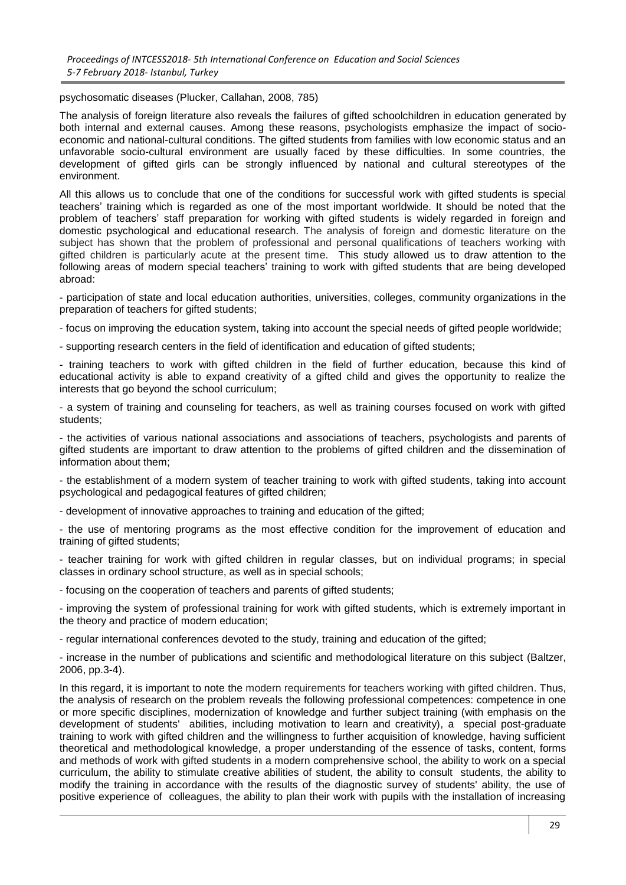psychosomatic diseases (Plucker, Callahan, 2008, 785)

The analysis of foreign literature also reveals the failures of gifted schoolchildren in education generated by both internal and external causes. Among these reasons, psychologists emphasize the impact of socio-economic and national-cultural conditions. The gifted students from families with low economic status and an unfavorable socio-cultural environment are usually faced by these difficulties. In some countries, the development of gifted girls can be strongly influenced by national and cultural stereotypes of the environment.

All this allows us to conclude that one of the conditions for successful work with gifted students is special teachers' training which is regarded as one of the most important worldwide. It should be noted that the problem of teachers' staff preparation for working with gifted students is widely regarded in foreign and domestic psychological and educational research. The analysis of foreign and domestic literature on the subject has shown that the problem of professional and personal qualifications of teachers working with gifted children is particularly acute at the present time. This study allowed us to draw attention to the following areas of modern special teachers' training to work with gifted students that are being developed abroad:

- participation of state and local education authorities, universities, colleges, community organizations in the preparation of teachers for gifted students;

- focus on improving the education system, taking into account the special needs of gifted people worldwide;

- supporting research centers in the field of identification and education of gifted students;

- training teachers to work with gifted children in the field of further education, because this kind of educational activity is able to expand creativity of a gifted child and gives the opportunity to realize the interests that go beyond the school curriculum;

- a system of training and counseling for teachers, as well as training courses focused on work with gifted students;

- the activities of various national associations and associations of teachers, psychologists and parents of gifted students are important to draw attention to the problems of gifted children and the dissemination of information about them;

- the establishment of a modern system of teacher training to work with gifted students, taking into account psychological and pedagogical features of gifted children;

- development of innovative approaches to training and education of the gifted;

- the use of mentoring programs as the most effective condition for the improvement of education and training of gifted students;

- teacher training for work with gifted children in regular classes, but on individual programs; in special classes in ordinary school structure, as well as in special schools;

- focusing on the cooperation of teachers and parents of gifted students;

- improving the system of professional training for work with gifted students, which is extremely important in the theory and practice of modern education;

- regular international conferences devoted to the study, training and education of the gifted;

- increase in the number of publications and scientific and methodological literature on this subject (Baltzer, 2006, pp.3-4).

In this regard, it is important to note the modern requirements for teachers working with gifted children. Thus, the analysis of research on the problem reveals the following professional competences: competence in one or more specific disciplines, modernization of knowledge and further subject training (with emphasis on the development of students' abilities, including motivation to learn and creativity), a special post-graduate training to work with gifted children and the willingness to further acquisition of knowledge, having sufficient theoretical and methodological knowledge, a proper understanding of the essence of tasks, content, forms and methods of work with gifted students in a modern comprehensive school, the ability to work on a special curriculum, the ability to stimulate creative abilities of student, the ability to consult students, the ability to modify the training in accordance with the results of the diagnostic survey of students' ability, the use of positive experience of colleagues, the ability to plan their work with pupils with the installation of increasing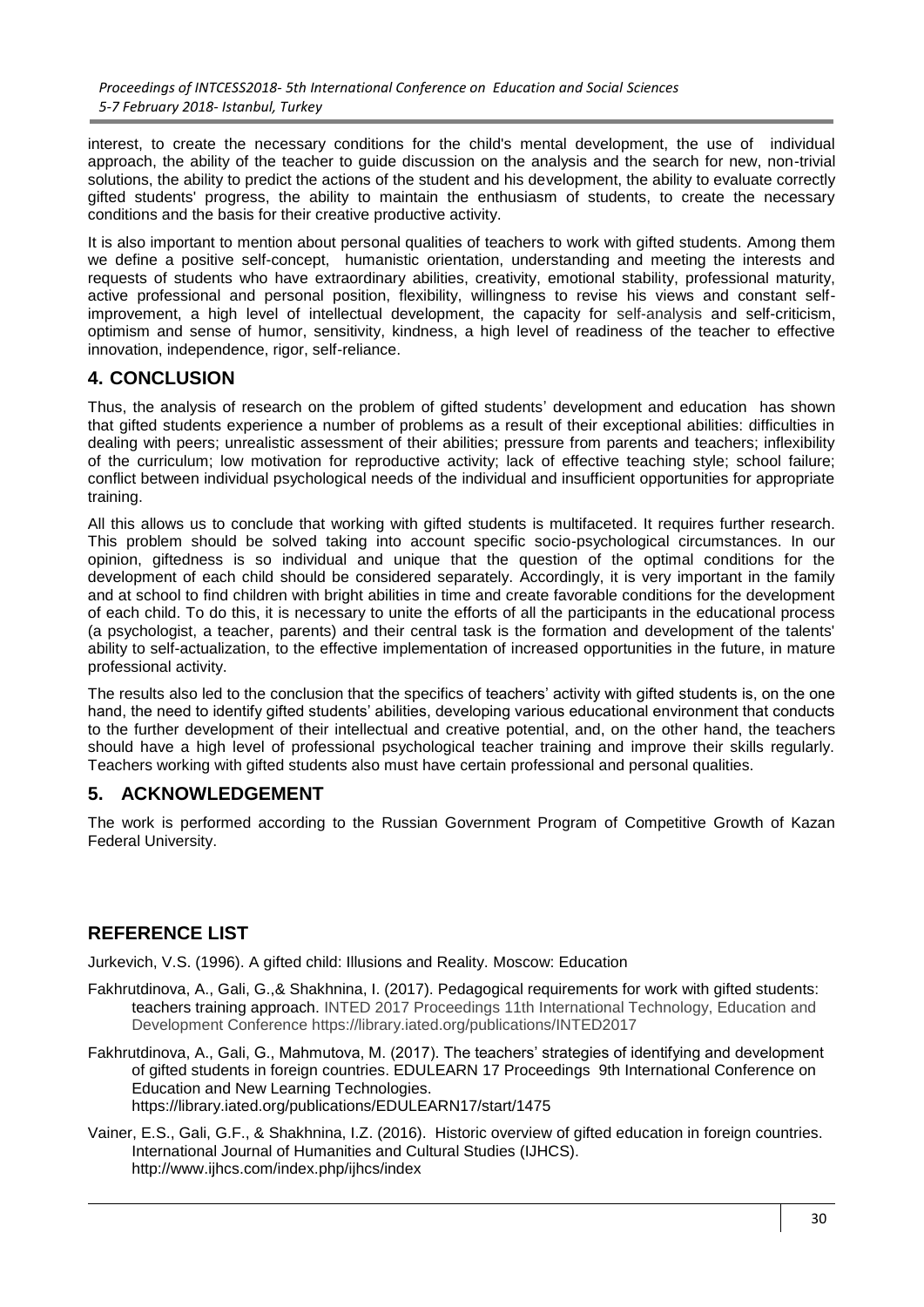interest, to create the necessary conditions for the child's mental development, the use of individual approach, the ability of the teacher to guide discussion on the analysis and the search for new, non-trivial solutions, the ability to predict the actions of the student and his development, the ability to evaluate correctly gifted students' progress, the ability to maintain the enthusiasm of students, to create the necessary conditions and the basis for their creative productive activity.

It is also important to mention about personal qualities of teachers to work with gifted students. Among them we define a positive self-concept, humanistic orientation, understanding and meeting the interests and requests of students who have extraordinary abilities, creativity, emotional stability, professional maturity, active professional and personal position, flexibility, willingness to revise his views and constant self-improvement, a high level of intellectual development, the capacity for self-analysis and self-criticism, optimism and sense of humor, sensitivity, kindness, a high level of readiness of the teacher to effective innovation, independence, rigor, self-reliance.

## 4. CONCLUSION

Thus, the analysis of research on the problem of gifted students' development and education has shown that gifted students experience a number of problems as a result of their exceptional abilities: difficulties in dealing with peers; unrealistic assessment of their abilities; pressure from parents and teachers; inflexibility of the curriculum; low motivation for reproductive activity; lack of effective teaching style; school failure; conflict between individual psychological needs of the individual and insufficient opportunities for appropriate training.

All this allows us to conclude that working with gifted students is multifaceted. It requires further research. This problem should be solved taking into account specific socio-psychological circumstances. In our opinion, giftedness is so individual and unique that the question of the optimal conditions for the development of each child should be considered separately. Accordingly, it is very important in the family and at school to find children with bright abilities in time and create favorable conditions for the development of each child. To do this, it is necessary to unite the efforts of all the participants in the educational process (a psychologist, a teacher, parents) and their central task is the formation and development of the talents' ability to self-actualization, to the effective implementation of increased opportunities in the future, in mature professional activity.

The results also led to the conclusion that the specifics of teachers' activity with gifted students is, on the one hand, the need to identify gifted students' abilities, developing various educational environment that conducts to the further development of their intellectual and creative potential, and, on the other hand, the teachers should have a high level of professional psychological teacher training and improve their skills regularly. Teachers working with gifted students also must have certain professional and personal qualities.

## 5. ACKNOWLEDGEMENT

The work is performed according to the Russian Government Program of Competitive Growth of Kazan Federal University.

## REFERENCE LIST

Jurkevich, V.S. (1996). A gifted child: Illusions and Reality. Moscow: Education

Fakhrutdinova, A., Gali, G.,& Shakhnina, I. (2017). Pedagogical requirements for work with gifted students: teachers training approach. INTED 2017 Proceedings 11th International Technology, Education and Development Conference https://library.iated.org/publications/INTED2017

Fakhrutdinova, A., Gali, G., Mahmutova, M. (2017). The teachers' strategies of identifying and development of gifted students in foreign countries. EDULEARN 17 Proceedings 9th International Conference on Education and New Learning Technologies. https://library.iated.org/publications/EDULEARN17/start/1475

Vainer, E.S., Gali, G.F., & Shakhnina, I.Z. (2016). Historic overview of gifted education in foreign countries. International Journal of Humanities and Cultural Studies (IJHCS). http://www.ijhcs.com/index.php/ijhcs/index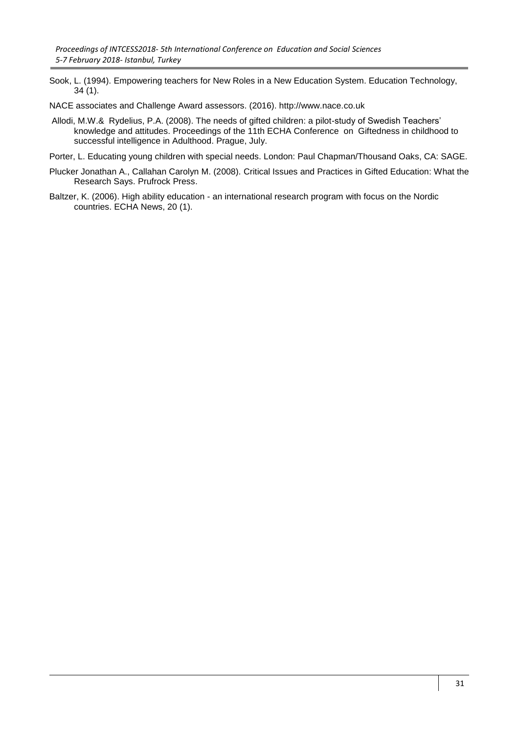Sook, L. (1994). Empowering teachers for New Roles in a New Education System. Education Technology, 34 (1).

NACE associates and Challenge Award assessors. (2016). http://www.nace.co.uk

Allodi, M.W.& Rydelius, P.A. (2008). The needs of gifted children: a pilot-study of Swedish Teachers' knowledge and attitudes. Proceedings of the 11th ECHA Conference on Giftedness in childhood to successful intelligence in Adulthood. Prague, July.

Porter, L. Educating young children with special needs. London: Paul Chapman/Thousand Oaks, CA: SAGE.

Plucker Jonathan A., Callahan Carolyn M. (2008). Critical Issues and Practices in Gifted Education: What the Research Says. Prufrock Press.

Baltzer, K. (2006). High ability education - an international research program with focus on the Nordic countries. ECHA News, 20 (1).